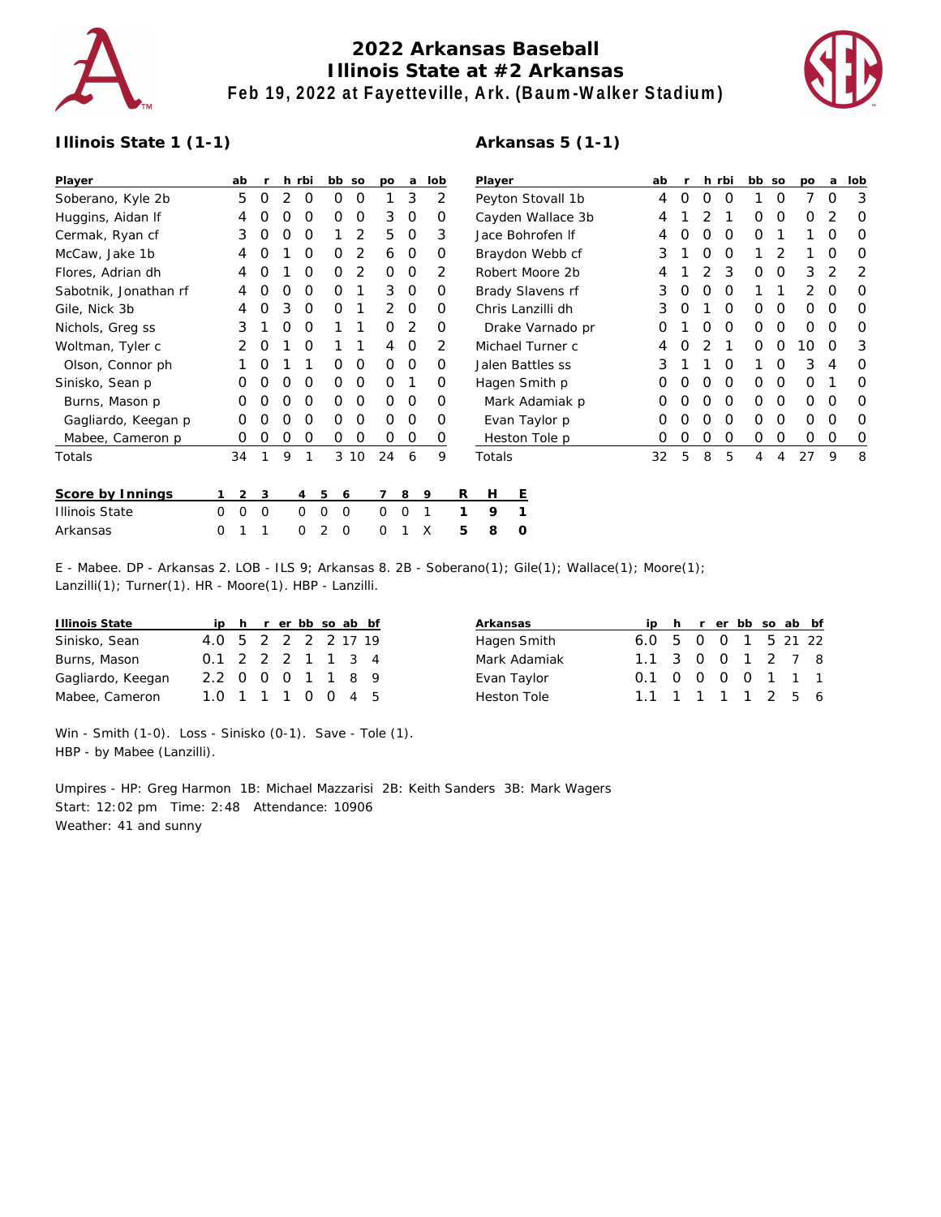# 2022 Arkansas Baseball
## Illinois State at #2 Arkansas
### Feb 19, 2022 at Fayetteville, Ark. (Baum-Walker Stadium)

**Illinois State 1 (1-1)**

| Player | ab | r | h | rbi | bb | so | po | a | lob |
|---|---|---|---|---|---|---|---|---|---|
| Soberano, Kyle 2b | 5 | 0 | 2 | 0 | 0 | 0 | 1 | 3 | 2 |
| Huggins, Aidan lf | 4 | 0 | 0 | 0 | 0 | 0 | 3 | 0 | 0 |
| Cermak, Ryan cf | 3 | 0 | 0 | 0 | 1 | 2 | 5 | 0 | 3 |
| McCaw, Jake 1b | 4 | 0 | 1 | 0 | 0 | 2 | 6 | 0 | 0 |
| Flores, Adrian dh | 4 | 0 | 1 | 0 | 0 | 2 | 0 | 0 | 2 |
| Sabotnik, Jonathan rf | 4 | 0 | 0 | 0 | 0 | 1 | 3 | 0 | 0 |
| Gile, Nick 3b | 4 | 0 | 3 | 0 | 0 | 1 | 2 | 0 | 0 |
| Nichols, Greg ss | 3 | 1 | 0 | 0 | 1 | 1 | 0 | 2 | 0 |
| Woltman, Tyler c | 2 | 0 | 1 | 0 | 1 | 1 | 4 | 0 | 2 |
| Olson, Connor ph | 1 | 0 | 1 | 1 | 0 | 0 | 0 | 0 | 0 |
| Sinisko, Sean p | 0 | 0 | 0 | 0 | 0 | 0 | 0 | 1 | 0 |
| Burns, Mason p | 0 | 0 | 0 | 0 | 0 | 0 | 0 | 0 | 0 |
| Gagliardo, Keegan p | 0 | 0 | 0 | 0 | 0 | 0 | 0 | 0 | 0 |
| Mabee, Cameron p | 0 | 0 | 0 | 0 | 0 | 0 | 0 | 0 | 0 |
| Totals | 34 | 1 | 9 | 1 | 3 | 10 | 24 | 6 | 9 |

**Arkansas 5 (1-1)**

| Player | ab | r | h | rbi | bb | so | po | a | lob |
|---|---|---|---|---|---|---|---|---|---|
| Peyton Stovall 1b | 4 | 0 | 0 | 0 | 1 | 0 | 7 | 0 | 3 |
| Cayden Wallace 3b | 4 | 1 | 2 | 1 | 0 | 0 | 0 | 2 | 0 |
| Jace Bohrofen lf | 4 | 0 | 0 | 0 | 0 | 1 | 1 | 0 | 0 |
| Braydon Webb cf | 3 | 1 | 0 | 0 | 1 | 2 | 1 | 0 | 0 |
| Robert Moore 2b | 4 | 1 | 2 | 3 | 0 | 0 | 3 | 2 | 2 |
| Brady Slavens rf | 3 | 0 | 0 | 0 | 1 | 1 | 2 | 0 | 0 |
| Chris Lanzilli dh | 3 | 0 | 1 | 0 | 0 | 0 | 0 | 0 | 0 |
| Drake Varnado pr | 0 | 1 | 0 | 0 | 0 | 0 | 0 | 0 | 0 |
| Michael Turner c | 4 | 0 | 2 | 1 | 0 | 0 | 10 | 0 | 3 |
| Jalen Battles ss | 3 | 1 | 1 | 0 | 1 | 0 | 3 | 4 | 0 |
| Hagen Smith p | 0 | 0 | 0 | 0 | 0 | 0 | 0 | 1 | 0 |
| Mark Adamiak p | 0 | 0 | 0 | 0 | 0 | 0 | 0 | 0 | 0 |
| Evan Taylor p | 0 | 0 | 0 | 0 | 0 | 0 | 0 | 0 | 0 |
| Heston Tole p | 0 | 0 | 0 | 0 | 0 | 0 | 0 | 0 | 0 |
| Totals | 32 | 5 | 8 | 5 | 4 | 4 | 27 | 9 | 8 |

| Score by Innings | 1 | 2 | 3 | 4 | 5 | 6 | 7 | 8 | 9 | R | H | E |
|---|---|---|---|---|---|---|---|---|---|---|---|---|
| Illinois State | 0 | 0 | 0 | 0 | 0 | 0 | 0 | 0 | 1 | 1 | 9 | 1 |
| Arkansas | 0 | 1 | 1 | 0 | 2 | 0 | 0 | 1 | X | 5 | 8 | 0 |

E - Mabee. DP - Arkansas 2. LOB - ILS 9; Arkansas 8. 2B - Soberano(1); Gile(1); Wallace(1); Moore(1); Lanzilli(1); Turner(1). HR - Moore(1). HBP - Lanzilli.

| Illinois State | ip | h | r | er | bb | so | ab | bf |
|---|---|---|---|---|---|---|---|---|
| Sinisko, Sean | 4.0 | 5 | 2 | 2 | 2 | 2 | 17 | 19 |
| Burns, Mason | 0.1 | 2 | 2 | 2 | 1 | 1 | 3 | 4 |
| Gagliardo, Keegan | 2.2 | 0 | 0 | 0 | 1 | 1 | 8 | 9 |
| Mabee, Cameron | 1.0 | 1 | 1 | 1 | 0 | 0 | 4 | 5 |

| Arkansas | ip | h | r | er | bb | so | ab | bf |
|---|---|---|---|---|---|---|---|---|
| Hagen Smith | 6.0 | 5 | 0 | 0 | 1 | 5 | 21 | 22 |
| Mark Adamiak | 1.1 | 3 | 0 | 0 | 1 | 2 | 7 | 8 |
| Evan Taylor | 0.1 | 0 | 0 | 0 | 0 | 1 | 1 | 1 |
| Heston Tole | 1.1 | 1 | 1 | 1 | 1 | 2 | 5 | 6 |

Win - Smith (1-0). Loss - Sinisko (0-1). Save - Tole (1).
HBP - by Mabee (Lanzilli).

Umpires - HP: Greg Harmon 1B: Michael Mazzarisi 2B: Keith Sanders 3B: Mark Wagers
Start: 12:02 pm Time: 2:48 Attendance: 10906
Weather: 41 and sunny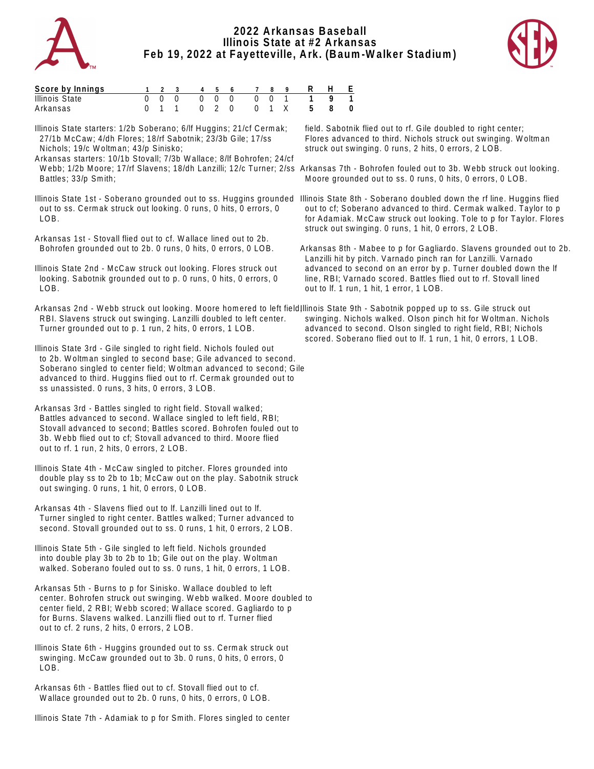# 2022 Arkansas Baseball
# Illinois State at #2 Arkansas
# Feb 19, 2022 at Fayetteville, Ark. (Baum-Walker Stadium)

| Score by Innings | 1 | 2 | 3 | 4 | 5 | 6 | 7 | 8 | 9 | R | H | E |
|---|---|---|---|---|---|---|---|---|---|---|---|---|
| Illinois State | 0 | 0 | 0 | 0 | 0 | 0 | 0 | 0 | 1 | 1 | 9 | 1 |
| Arkansas | 0 | 1 | 1 | 0 | 2 | 0 | 0 | 1 | X | 5 | 8 | 0 |

Illinois State starters: 1/2b Soberano; 6/lf Huggins; 21/cf Cermak; 27/1b McCaw; 4/dh Flores; 18/rf Sabotnik; 23/3b Gile; 17/ss Nichols; 19/c Woltman; 43/p Sinisko;

Arkansas starters: 10/1b Stovall; 7/3b Wallace; 8/lf Bohrofen; 24/cf Webb; 1/2b Moore; 17/rf Slavens; 18/dh Lanzilli; 12/c Turner; 2/ss Battles; 33/p Smith;

Illinois State 1st - Soberano grounded out to ss. Huggins grounded out to ss. Cermak struck out looking. 0 runs, 0 hits, 0 errors, 0 LOB.

Arkansas 1st - Stovall flied out to cf. Wallace lined out to 2b. Bohrofen grounded out to 2b. 0 runs, 0 hits, 0 errors, 0 LOB.

Illinois State 2nd - McCaw struck out looking. Flores struck out looking. Sabotnik grounded out to p. 0 runs, 0 hits, 0 errors, 0 LOB.

Arkansas 2nd - Webb struck out looking. Moore homered to left field, RBI. Slavens struck out swinging. Lanzilli doubled to left center. Turner grounded out to p. 1 run, 2 hits, 0 errors, 1 LOB.

Illinois State 3rd - Gile singled to right field. Nichols fouled out to 2b. Woltman singled to second base; Gile advanced to second. Soberano singled to center field; Woltman advanced to second; Gile advanced to third. Huggins flied out to rf. Cermak grounded out to ss unassisted. 0 runs, 3 hits, 0 errors, 3 LOB.

Arkansas 3rd - Battles singled to right field. Stovall walked; Battles advanced to second. Wallace singled to left field, RBI; Stovall advanced to second; Battles scored. Bohrofen fouled out to 3b. Webb flied out to cf; Stovall advanced to third. Moore flied out to rf. 1 run, 2 hits, 0 errors, 2 LOB.

Illinois State 4th - McCaw singled to pitcher. Flores grounded into double play ss to 2b to 1b; McCaw out on the play. Sabotnik struck out swinging. 0 runs, 1 hit, 0 errors, 0 LOB.

Arkansas 4th - Slavens flied out to lf. Lanzilli lined out to lf. Turner singled to right center. Battles walked; Turner advanced to second. Stovall grounded out to ss. 0 runs, 1 hit, 0 errors, 2 LOB.

Illinois State 5th - Gile singled to left field. Nichols grounded into double play 3b to 2b to 1b; Gile out on the play. Woltman walked. Soberano fouled out to ss. 0 runs, 1 hit, 0 errors, 1 LOB.

Arkansas 5th - Burns to p for Sinisko. Wallace doubled to left center. Bohrofen struck out swinging. Webb walked. Moore doubled to center field, 2 RBI; Webb scored; Wallace scored. Gagliardo to p for Burns. Slavens walked. Lanzilli flied out to rf. Turner flied out to cf. 2 runs, 2 hits, 0 errors, 2 LOB.

Illinois State 6th - Huggins grounded out to ss. Cermak struck out swinging. McCaw grounded out to 3b. 0 runs, 0 hits, 0 errors, 0 LOB.

Arkansas 6th - Battles flied out to cf. Stovall flied out to cf. Wallace grounded out to 2b. 0 runs, 0 hits, 0 errors, 0 LOB.

Illinois State 7th - Adamiak to p for Smith. Flores singled to center field. Sabotnik flied out to rf. Gile doubled to right center; Flores advanced to third. Nichols struck out swinging. Woltman struck out swinging. 0 runs, 2 hits, 0 errors, 2 LOB.

Arkansas 7th - Bohrofen fouled out to 3b. Webb struck out looking. Moore grounded out to ss. 0 runs, 0 hits, 0 errors, 0 LOB.

Illinois State 8th - Soberano doubled down the rf line. Huggins flied out to cf; Soberano advanced to third. Cermak walked. Taylor to p for Adamiak. McCaw struck out looking. Tole to p for Taylor. Flores struck out swinging. 0 runs, 1 hit, 0 errors, 2 LOB.

Arkansas 8th - Mabee to p for Gagliardo. Slavens grounded out to 2b. Lanzilli hit by pitch. Varnado pinch ran for Lanzilli. Varnado advanced to second on an error by p. Turner doubled down the lf line, RBI; Varnado scored. Battles flied out to rf. Stovall lined out to lf. 1 run, 1 hit, 1 error, 1 LOB.

Illinois State 9th - Sabotnik popped up to ss. Gile struck out swinging. Nichols walked. Olson pinch hit for Woltman. Nichols advanced to second. Olson singled to right field, RBI; Nichols scored. Soberano flied out to lf. 1 run, 1 hit, 0 errors, 1 LOB.